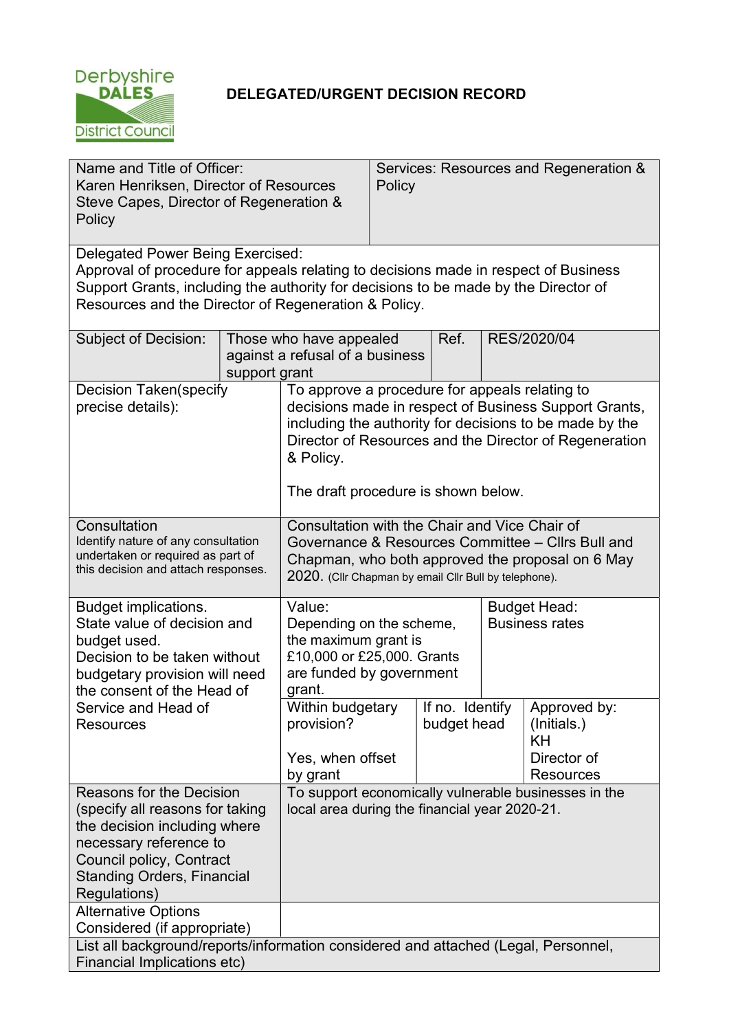Derbyshire DALES District Council

# DELEGATED/URGENT DECISION RECORD

| Name and Title of Officer:<br>Karen Henriksen, Director of Resources<br>Steve Capes, Director of Regeneration & Policy | | | | Services: Resources and Regeneration & Policy | |
|---|---|---|---|---|---|
| Delegated Power Being Exercised:<br>Approval of procedure for appeals relating to decisions made in respect of Business Support Grants, including the authority for decisions to be made by the Director of Resources and the Director of Regeneration & Policy. | | | | | |
| Subject of Decision: | Those who have appealed against a refusal of a business support grant | | Ref. | RES/2020/04 | |
| Decision Taken(specify precise details): | To approve a procedure for appeals relating to decisions made in respect of Business Support Grants, including the authority for decisions to be made by the Director of Resources and the Director of Regeneration & Policy.<br><br>The draft procedure is shown below. | | | | |
| Consultation<br>Identify nature of any consultation undertaken or required as part of this decision and attach responses. | Consultation with the Chair and Vice Chair of Governance & Resources Committee – Cllrs Bull and Chapman, who both approved the proposal on 6 May 2020. (Cllr Chapman by email Cllr Bull by telephone). | | | | |
| Budget implications.<br>State value of decision and budget used.<br>Decision to be taken without budgetary provision will need the consent of the Head of Service and Head of Resources | Value:<br>Depending on the scheme, the maximum grant is £10,000 or £25,000. Grants are funded by government grant. | | | Budget Head:<br>Business rates | |
| | Within budgetary provision?<br><br>Yes, when offset by grant | If no. Identify budget head | | | Approved by: (Initials.)<br>KH<br>Director of Resources |
| Reasons for the Decision (specify all reasons for taking the decision including where necessary reference to Council policy, Contract Standing Orders, Financial Regulations) | To support economically vulnerable businesses in the local area during the financial year 2020-21. | | | | |
| Alternative Options Considered (if appropriate) | | | | | |
| List all background/reports/information considered and attached (Legal, Personnel, Financial Implications etc) | | | | | |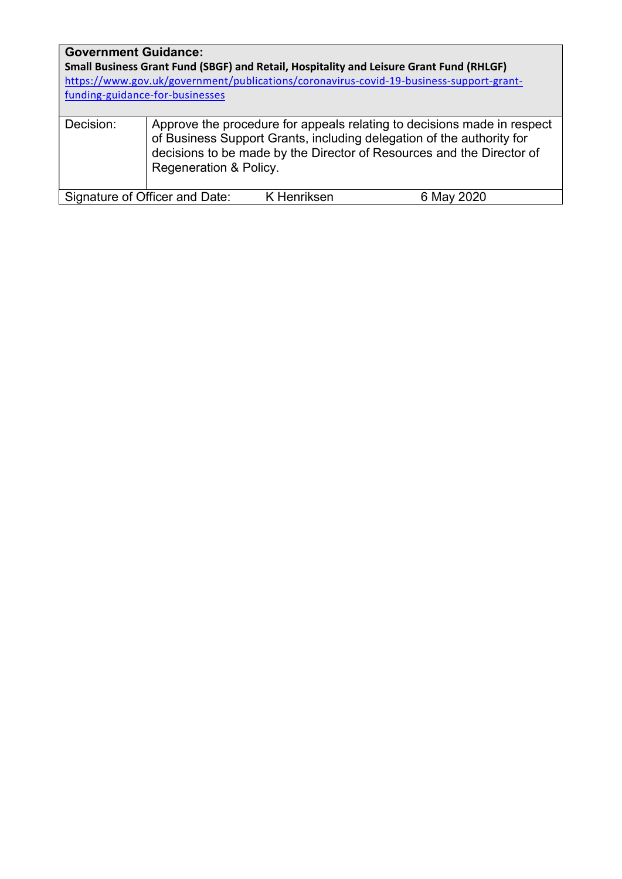**Government Guidance:**

**Small Business Grant Fund (SBGF) and Retail, Hospitality and Leisure Grant Fund (RHLGF)**

https://www.gov.uk/government/publications/coronavirus-covid-19-business-support-grant-funding-guidance-for-businesses

| Decision: | Approve the procedure for appeals relating to decisions made in respect of Business Support Grants, including delegation of the authority for decisions to be made by the Director of Resources and the Director of Regeneration & Policy. |
|---|---|

| Signature of Officer and Date: | K Henriksen | 6 May 2020 |
|---|---|---|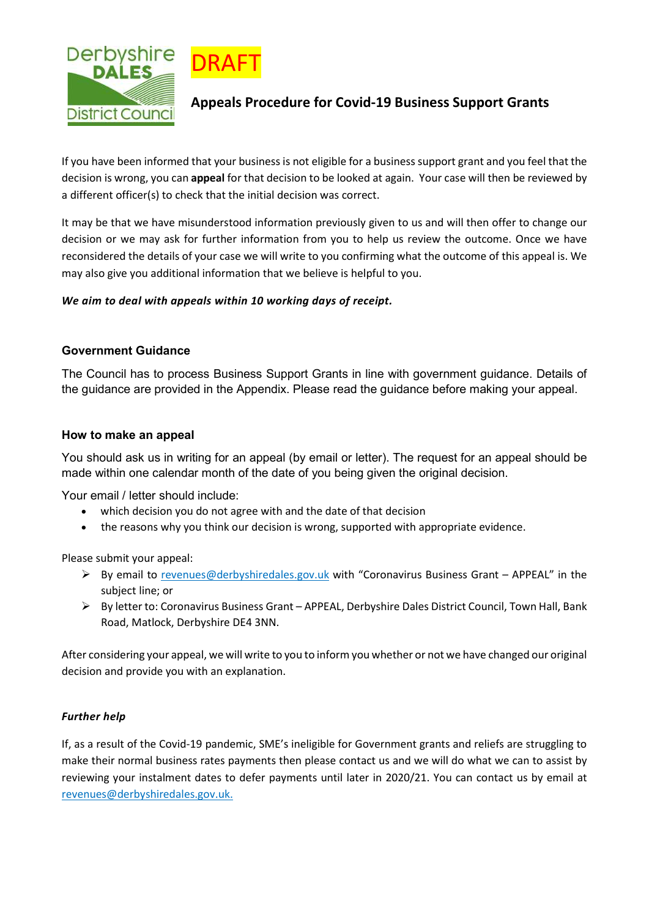Derbyshire DALES District Council

DRAFT

# Appeals Procedure for Covid-19 Business Support Grants

If you have been informed that your business is not eligible for a business support grant and you feel that the decision is wrong, you can **appeal** for that decision to be looked at again. Your case will then be reviewed by a different officer(s) to check that the initial decision was correct.

It may be that we have misunderstood information previously given to us and will then offer to change our decision or we may ask for further information from you to help us review the outcome. Once we have reconsidered the details of your case we will write to you confirming what the outcome of this appeal is. We may also give you additional information that we believe is helpful to you.

***We aim to deal with appeals within 10 working days of receipt.***

## Government Guidance

The Council has to process Business Support Grants in line with government guidance. Details of the guidance are provided in the Appendix. Please read the guidance before making your appeal.

## How to make an appeal

You should ask us in writing for an appeal (by email or letter). The request for an appeal should be made within one calendar month of the date of you being given the original decision.

Your email / letter should include:

- which decision you do not agree with and the date of that decision
- the reasons why you think our decision is wrong, supported with appropriate evidence.

Please submit your appeal:

- By email to revenues@derbyshiredales.gov.uk with "Coronavirus Business Grant – APPEAL" in the subject line; or
- By letter to: Coronavirus Business Grant – APPEAL, Derbyshire Dales District Council, Town Hall, Bank Road, Matlock, Derbyshire DE4 3NN.

After considering your appeal, we will write to you to inform you whether or not we have changed our original decision and provide you with an explanation.

### *Further help*

If, as a result of the Covid-19 pandemic, SME's ineligible for Government grants and reliefs are struggling to make their normal business rates payments then please contact us and we will do what we can to assist by reviewing your instalment dates to defer payments until later in 2020/21. You can contact us by email at revenues@derbyshiredales.gov.uk.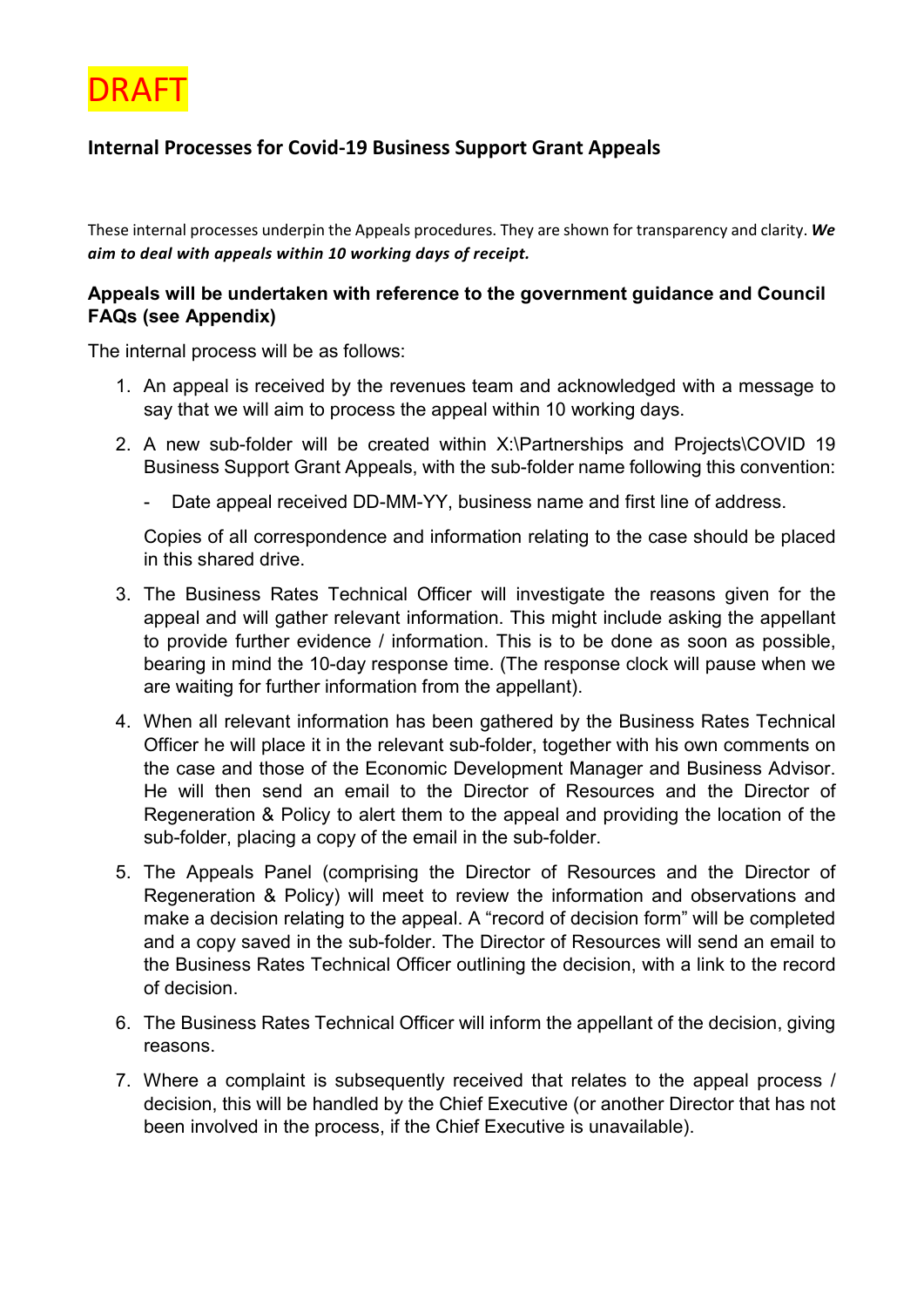DRAFT

## Internal Processes for Covid-19 Business Support Grant Appeals

These internal processes underpin the Appeals procedures. They are shown for transparency and clarity. ***We aim to deal with appeals within 10 working days of receipt.***

### Appeals will be undertaken with reference to the government guidance and Council FAQs (see Appendix)

The internal process will be as follows:

1. An appeal is received by the revenues team and acknowledged with a message to say that we will aim to process the appeal within 10 working days.
2. A new sub-folder will be created within X:\Partnerships and Projects\COVID 19 Business Support Grant Appeals, with the sub-folder name following this convention:
   - Date appeal received DD-MM-YY, business name and first line of address.

   Copies of all correspondence and information relating to the case should be placed in this shared drive.
3. The Business Rates Technical Officer will investigate the reasons given for the appeal and will gather relevant information. This might include asking the appellant to provide further evidence / information. This is to be done as soon as possible, bearing in mind the 10-day response time. (The response clock will pause when we are waiting for further information from the appellant).
4. When all relevant information has been gathered by the Business Rates Technical Officer he will place it in the relevant sub-folder, together with his own comments on the case and those of the Economic Development Manager and Business Advisor. He will then send an email to the Director of Resources and the Director of Regeneration & Policy to alert them to the appeal and providing the location of the sub-folder, placing a copy of the email in the sub-folder.
5. The Appeals Panel (comprising the Director of Resources and the Director of Regeneration & Policy) will meet to review the information and observations and make a decision relating to the appeal. A "record of decision form" will be completed and a copy saved in the sub-folder. The Director of Resources will send an email to the Business Rates Technical Officer outlining the decision, with a link to the record of decision.
6. The Business Rates Technical Officer will inform the appellant of the decision, giving reasons.
7. Where a complaint is subsequently received that relates to the appeal process / decision, this will be handled by the Chief Executive (or another Director that has not been involved in the process, if the Chief Executive is unavailable).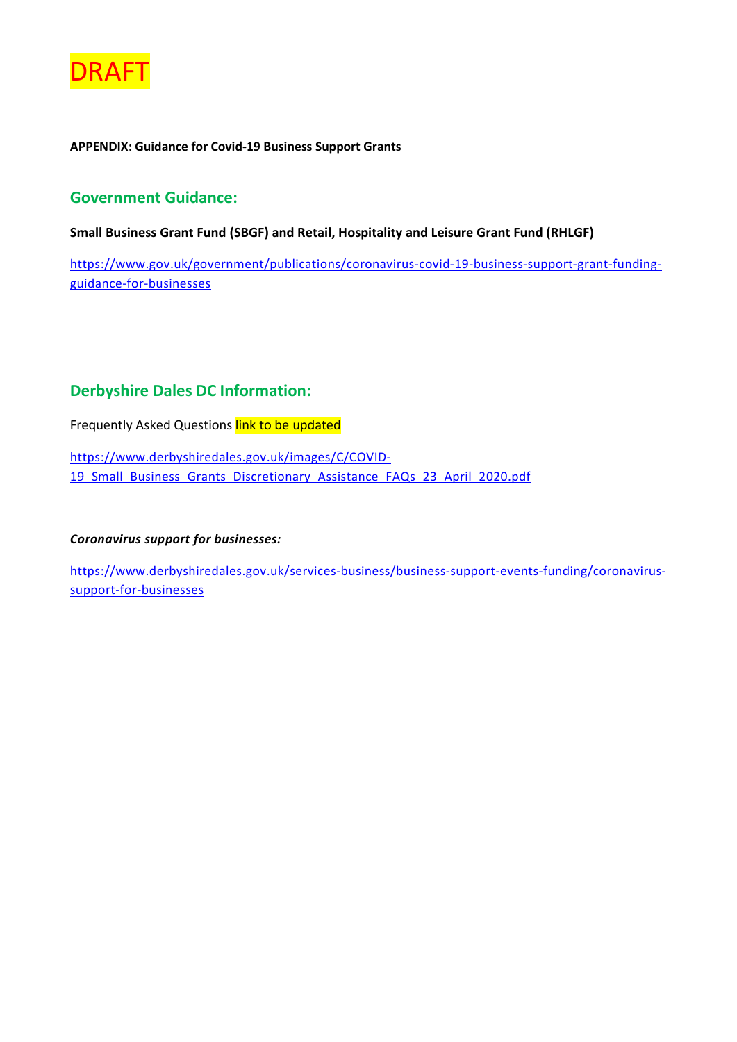DRAFT

**APPENDIX: Guidance for Covid-19 Business Support Grants**

## Government Guidance:

**Small Business Grant Fund (SBGF) and Retail, Hospitality and Leisure Grant Fund (RHLGF)**

https://www.gov.uk/government/publications/coronavirus-covid-19-business-support-grant-funding-guidance-for-businesses

## Derbyshire Dales DC Information:

Frequently Asked Questions link to be updated

https://www.derbyshiredales.gov.uk/images/C/COVID-19_Small_Business_Grants_Discretionary_Assistance_FAQs_23_April_2020.pdf

***Coronavirus support for businesses:***

https://www.derbyshiredales.gov.uk/services-business/business-support-events-funding/coronavirus-support-for-businesses